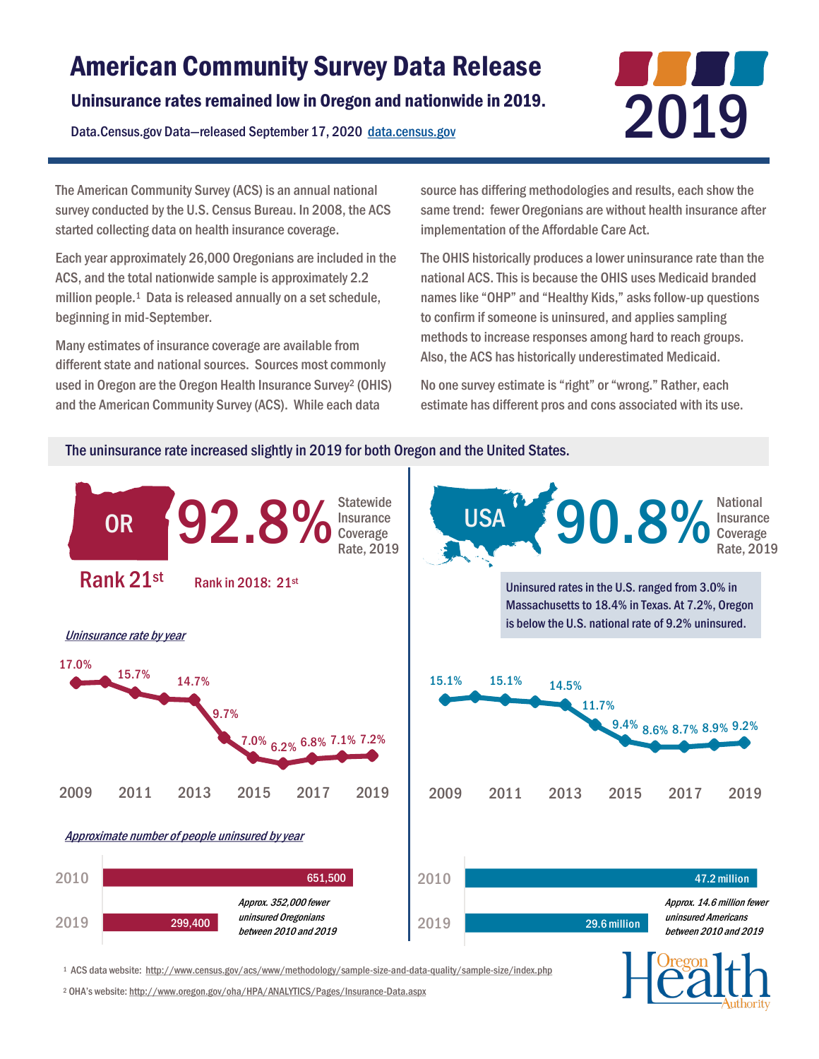# American Community Survey Data Release

## Uninsurance rates remained low in Oregon and nationwide in 2019.

Data.Census.gov Data—released September 17, 2020 data.census.gov

2019

The American Community Survey (ACS) is an annual national survey conducted by the U.S. Census Bureau. In 2008, the ACS started collecting data on health insurance coverage.

Each year approximately 26,000 Oregonians are included in the ACS, and the total nationwide sample is approximately 2.2 million people.[1] Data is released annually on a set schedule, beginning in mid-September.

Many estimates of insurance coverage are available from different state and national sources. Sources most commonly used in Oregon are the Oregon Health Insurance Survey[2] (OHIS) and the American Community Survey (ACS). While each data source has differing methodologies and results, each show the same trend: fewer Oregonians are without health insurance after implementation of the Affordable Care Act.

The OHIS historically produces a lower uninsurance rate than the national ACS. This is because the OHIS uses Medicaid branded names like "OHP" and "Healthy Kids," asks follow-up questions to confirm if someone is uninsured, and applies sampling methods to increase responses among hard to reach groups. Also, the ACS has historically underestimated Medicaid.

No one survey estimate is "right" or "wrong." Rather, each estimate has different pros and cons associated with its use.

### The uninsurance rate increased slightly in 2019 for both Oregon and the United States.

OR **92.8%** Statewide Insurance Coverage Rate, 2019

**Rank 21st** Rank in 2018: 21st

*Uninsurance rate by year*

17.0% 15.7% 14.7% 9.7% 7.0% 6.2% 6.8% 7.1% 7.2%

2009 2011 2013 2015 2017 2019

*Approximate number of people uninsured by year*

2010 651,500

2019 299,400

*Approx. 352,000 fewer uninsured Oregonians between 2010 and 2019*

USA **90.8%** National Insurance Coverage Rate, 2019

Uninsured rates in the U.S. ranged from 3.0% in Massachusetts to 18.4% in Texas. At 7.2%, Oregon is below the U.S. national rate of 9.2% uninsured.

15.1% 15.1% 14.5% 11.7% 9.4% 8.6% 8.7% 8.9% 9.2%

2009 2011 2013 2015 2017 2019

2010 47.2 million

2019 29.6 million

*Approx. 14.6 million fewer uninsured Americans between 2010 and 2019*

[1] ACS data website: http://www.census.gov/acs/www/methodology/sample-size-and-data-quality/sample-size/index.php

[2] OHA's website: http://www.oregon.gov/oha/HPA/ANALYTICS/Pages/Insurance-Data.aspx

Oregon Health Authority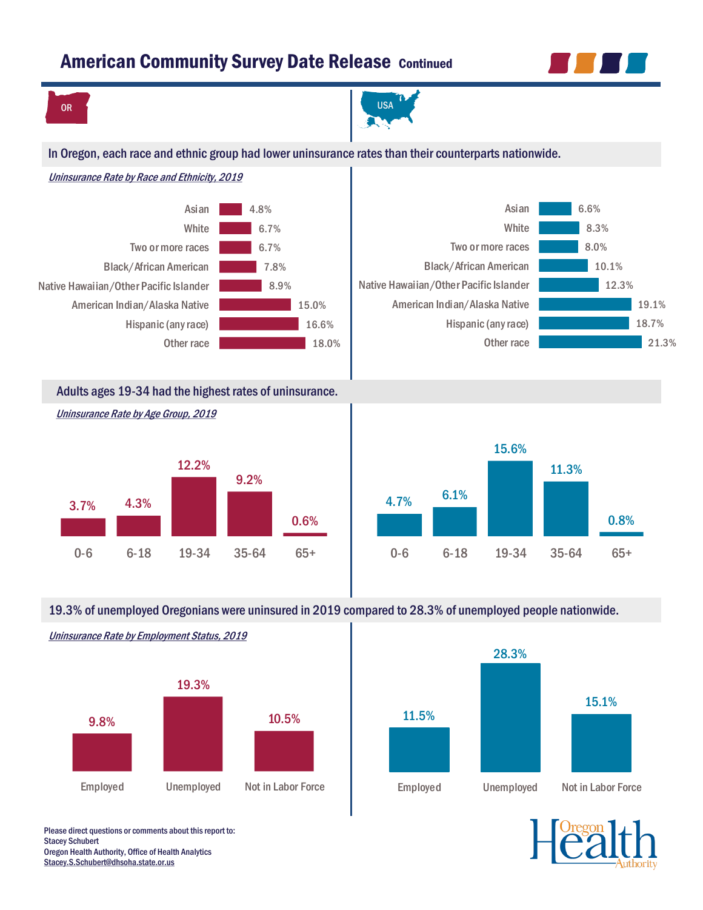# American Community Survey Date Release Continued

OR

USA

## In Oregon, each race and ethnic group had lower uninsurance rates than their counterparts nationwide.

*Uninsurance Rate by Race and Ethnicity, 2019*

OR

Asian 4.8%
White 6.7%
Two or more races 6.7%
Black/African American 7.8%
Native Hawaiian/Other Pacific Islander 8.9%
American Indian/Alaska Native 15.0%
Hispanic (any race) 16.6%
Other race 18.0%

USA

Asian 6.6%
White 8.3%
Two or more races 8.0%
Black/African American 10.1%
Native Hawaiian/Other Pacific Islander 12.3%
American Indian/Alaska Native 19.1%
Hispanic (any race) 18.7%
Other race 21.3%

## Adults ages 19-34 had the highest rates of uninsurance.

*Uninsurance Rate by Age Group, 2019*

OR

0-6 3.7%
6-18 4.3%
19-34 12.2%
35-64 9.2%
65+ 0.6%

USA

0-6 4.7%
6-18 6.1%
19-34 15.6%
35-64 11.3%
65+ 0.8%

## 19.3% of unemployed Oregonians were uninsured in 2019 compared to 28.3% of unemployed people nationwide.

*Uninsurance Rate by Employment Status, 2019*

OR

Employed 9.8%
Unemployed 19.3%
Not in Labor Force 10.5%

USA

Employed 11.5%
Unemployed 28.3%
Not in Labor Force 15.1%

Please direct questions or comments about this report to:
Stacey Schubert
Oregon Health Authority, Office of Health Analytics
Stacey.S.Schubert@dhsoha.state.or.us

Oregon Health Authority